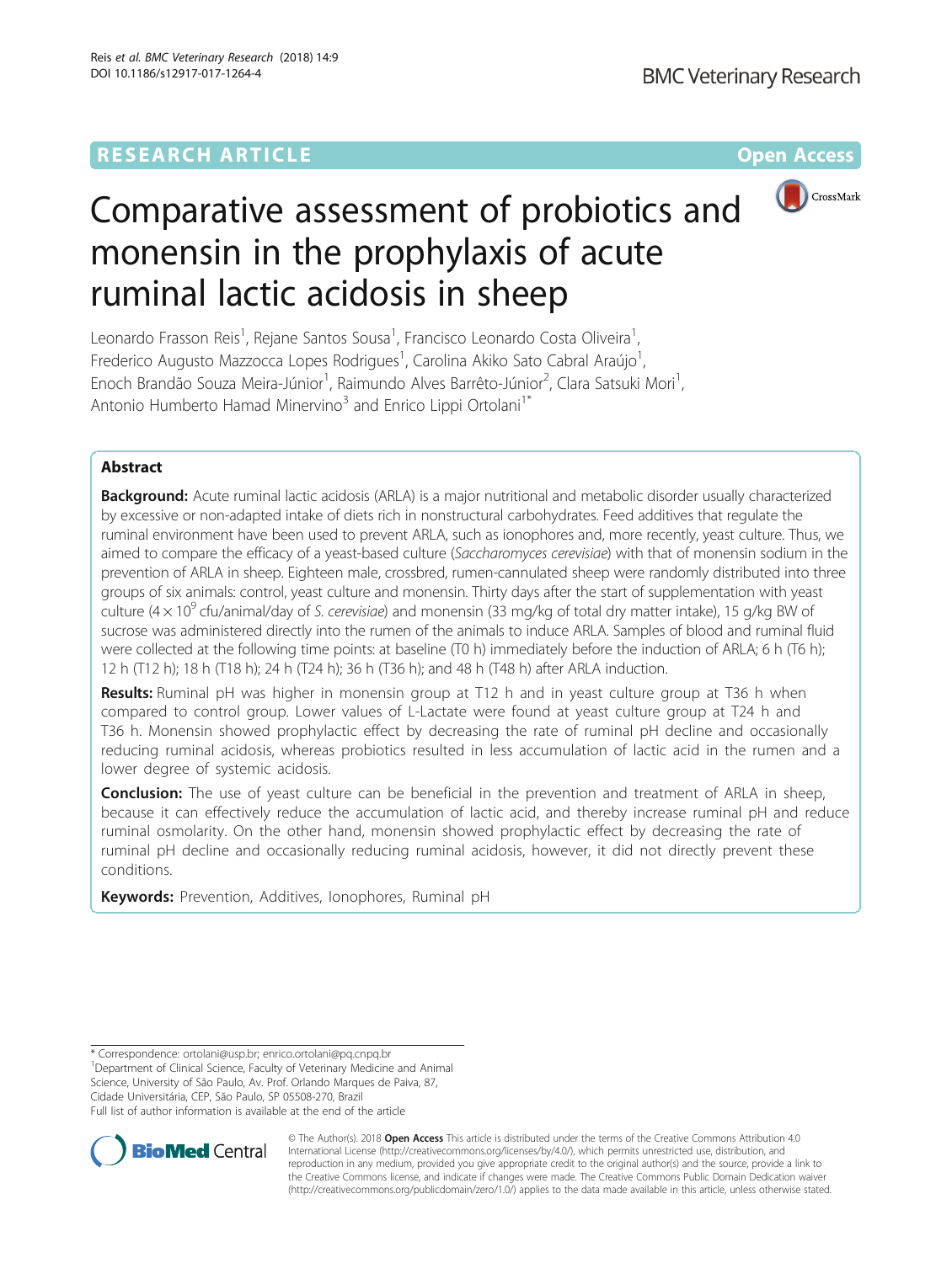RESEARCH ARTICLE

Open Access

# Comparative assessment of probiotics and monensin in the prophylaxis of acute ruminal lactic acidosis in sheep

Leonardo Frasson Reis[1], Rejane Santos Sousa[1], Francisco Leonardo Costa Oliveira[1], Frederico Augusto Mazzocca Lopes Rodrigues[1], Carolina Akiko Sato Cabral Araújo[1], Enoch Brandão Souza Meira-Júnior[1], Raimundo Alves Barrêto-Júnior[2], Clara Satsuki Mori[1], Antonio Humberto Hamad Minervino[3] and Enrico Lippi Ortolani[1*]

## Abstract

**Background:** Acute ruminal lactic acidosis (ARLA) is a major nutritional and metabolic disorder usually characterized by excessive or non-adapted intake of diets rich in nonstructural carbohydrates. Feed additives that regulate the ruminal environment have been used to prevent ARLA, such as ionophores and, more recently, yeast culture. Thus, we aimed to compare the efficacy of a yeast-based culture (*Saccharomyces cerevisiae*) with that of monensin sodium in the prevention of ARLA in sheep. Eighteen male, crossbred, rumen-cannulated sheep were randomly distributed into three groups of six animals: control, yeast culture and monensin. Thirty days after the start of supplementation with yeast culture ($4 \times 10^9$ cfu/animal/day of *S. cerevisiae*) and monensin (33 mg/kg of total dry matter intake), 15 g/kg BW of sucrose was administered directly into the rumen of the animals to induce ARLA. Samples of blood and ruminal fluid were collected at the following time points: at baseline (T0 h) immediately before the induction of ARLA; 6 h (T6 h); 12 h (T12 h); 18 h (T18 h); 24 h (T24 h); 36 h (T36 h); and 48 h (T48 h) after ARLA induction.

**Results:** Ruminal pH was higher in monensin group at T12 h and in yeast culture group at T36 h when compared to control group. Lower values of L-Lactate were found at yeast culture group at T24 h and T36 h. Monensin showed prophylactic effect by decreasing the rate of ruminal pH decline and occasionally reducing ruminal acidosis, whereas probiotics resulted in less accumulation of lactic acid in the rumen and a lower degree of systemic acidosis.

**Conclusion:** The use of yeast culture can be beneficial in the prevention and treatment of ARLA in sheep, because it can effectively reduce the accumulation of lactic acid, and thereby increase ruminal pH and reduce ruminal osmolarity. On the other hand, monensin showed prophylactic effect by decreasing the rate of ruminal pH decline and occasionally reducing ruminal acidosis, however, it did not directly prevent these conditions.

**Keywords:** Prevention, Additives, Ionophores, Ruminal pH

---

* Correspondence: ortolani@usp.br; enrico.ortolani@pq.cnpq.br
[1]Department of Clinical Science, Faculty of Veterinary Medicine and Animal Science, University of São Paulo, Av. Prof. Orlando Marques de Paiva, 87, Cidade Universitária, CEP, São Paulo, SP 05508-270, Brazil
Full list of author information is available at the end of the article

© The Author(s). 2018 **Open Access** This article is distributed under the terms of the Creative Commons Attribution 4.0 International License (http://creativecommons.org/licenses/by/4.0/), which permits unrestricted use, distribution, and reproduction in any medium, provided you give appropriate credit to the original author(s) and the source, provide a link to the Creative Commons license, and indicate if changes were made. The Creative Commons Public Domain Dedication waiver (http://creativecommons.org/publicdomain/zero/1.0/) applies to the data made available in this article, unless otherwise stated.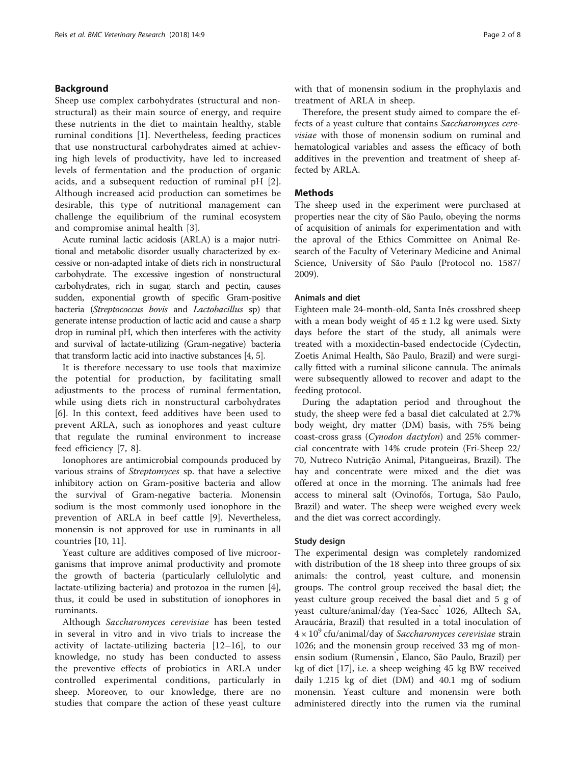## Background

Sheep use complex carbohydrates (structural and nonstructural) as their main source of energy, and require these nutrients in the diet to maintain healthy, stable ruminal conditions [1]. Nevertheless, feeding practices that use nonstructural carbohydrates aimed at achieving high levels of productivity, have led to increased levels of fermentation and the production of organic acids, and a subsequent reduction of ruminal pH [2]. Although increased acid production can sometimes be desirable, this type of nutritional management can challenge the equilibrium of the ruminal ecosystem and compromise animal health [3].

Acute ruminal lactic acidosis (ARLA) is a major nutritional and metabolic disorder usually characterized by excessive or non-adapted intake of diets rich in nonstructural carbohydrate. The excessive ingestion of nonstructural carbohydrates, rich in sugar, starch and pectin, causes sudden, exponential growth of specific Gram-positive bacteria (*Streptococcus bovis* and *Lactobacillus* sp) that generate intense production of lactic acid and cause a sharp drop in ruminal pH, which then interferes with the activity and survival of lactate-utilizing (Gram-negative) bacteria that transform lactic acid into inactive substances [4, 5].

It is therefore necessary to use tools that maximize the potential for production, by facilitating small adjustments to the process of ruminal fermentation, while using diets rich in nonstructural carbohydrates [6]. In this context, feed additives have been used to prevent ARLA, such as ionophores and yeast culture that regulate the ruminal environment to increase feed efficiency [7, 8].

Ionophores are antimicrobial compounds produced by various strains of *Streptomyces* sp. that have a selective inhibitory action on Gram-positive bacteria and allow the survival of Gram-negative bacteria. Monensin sodium is the most commonly used ionophore in the prevention of ARLA in beef cattle [9]. Nevertheless, monensin is not approved for use in ruminants in all countries [10, 11].

Yeast culture are additives composed of live microorganisms that improve animal productivity and promote the growth of bacteria (particularly cellulolytic and lactate-utilizing bacteria) and protozoa in the rumen [4], thus, it could be used in substitution of ionophores in ruminants.

Although *Saccharomyces cerevisiae* has been tested in several in vitro and in vivo trials to increase the activity of lactate-utilizing bacteria [12–16], to our knowledge, no study has been conducted to assess the preventive effects of probiotics in ARLA under controlled experimental conditions, particularly in sheep. Moreover, to our knowledge, there are no studies that compare the action of these yeast culture with that of monensin sodium in the prophylaxis and treatment of ARLA in sheep.

Therefore, the present study aimed to compare the effects of a yeast culture that contains *Saccharomyces cerevisiae* with those of monensin sodium on ruminal and hematological variables and assess the efficacy of both additives in the prevention and treatment of sheep affected by ARLA.

## Methods

The sheep used in the experiment were purchased at properties near the city of São Paulo, obeying the norms of acquisition of animals for experimentation and with the aproval of the Ethics Committee on Animal Research of the Faculty of Veterinary Medicine and Animal Science, University of São Paulo (Protocol no. 1587/2009).

### Animals and diet

Eighteen male 24-month-old, Santa Inês crossbred sheep with a mean body weight of $45 \pm 1.2$ kg were used. Sixty days before the start of the study, all animals were treated with a moxidectin-based endectocide (Cydectin, Zoetis Animal Health, São Paulo, Brazil) and were surgically fitted with a ruminal silicone cannula. The animals were subsequently allowed to recover and adapt to the feeding protocol.

During the adaptation period and throughout the study, the sheep were fed a basal diet calculated at 2.7% body weight, dry matter (DM) basis, with 75% being coast-cross grass (*Cynodon dactylon*) and 25% commercial concentrate with 14% crude protein (Fri-Sheep 22/70, Nutreco Nutrição Animal, Pitangueiras, Brazil). The hay and concentrate were mixed and the diet was offered at once in the morning. The animals had free access to mineral salt (Ovinofós, Tortuga, São Paulo, Brazil) and water. The sheep were weighed every week and the diet was correct accordingly.

### Study design

The experimental design was completely randomized with distribution of the 18 sheep into three groups of six animals: the control, yeast culture, and monensin groups. The control group received the basal diet; the yeast culture group received the basal diet and 5 g of yeast culture/animal/day (Yea-Sacc® 1026, Alltech SA, Araucária, Brazil) that resulted in a total inoculation of $4 \times 10^9$ cfu/animal/day of *Saccharomyces cerevisiae* strain 1026; and the monensin group received 33 mg of monensin sodium (Rumensin®, Elanco, São Paulo, Brazil) per kg of diet [17], i.e. a sheep weighing 45 kg BW received daily 1.215 kg of diet (DM) and 40.1 mg of sodium monensin. Yeast culture and monensin were both administered directly into the rumen via the ruminal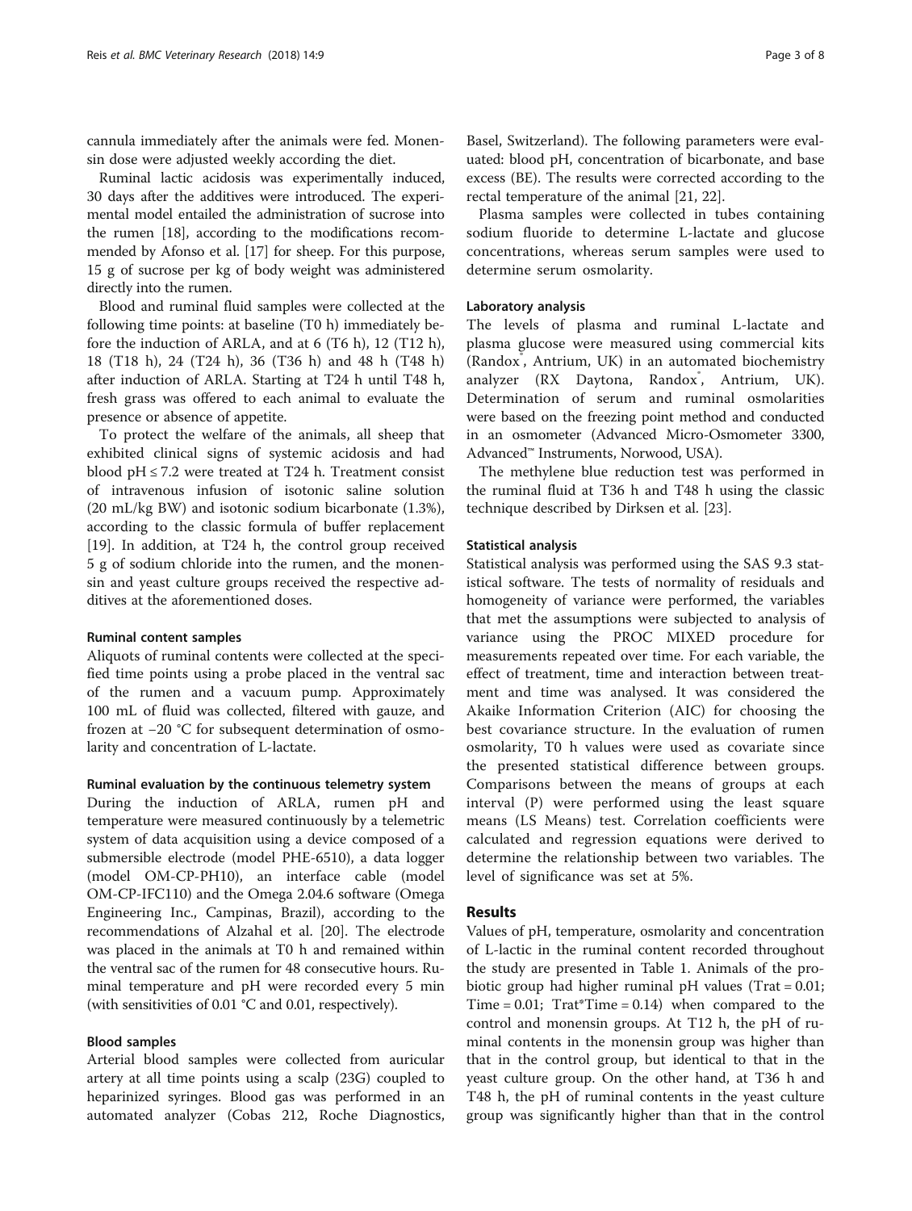cannula immediately after the animals were fed. Monensin dose were adjusted weekly according the diet.

Ruminal lactic acidosis was experimentally induced, 30 days after the additives were introduced. The experimental model entailed the administration of sucrose into the rumen [18], according to the modifications recommended by Afonso et al. [17] for sheep. For this purpose, 15 g of sucrose per kg of body weight was administered directly into the rumen.

Blood and ruminal fluid samples were collected at the following time points: at baseline (T0 h) immediately before the induction of ARLA, and at 6 (T6 h), 12 (T12 h), 18 (T18 h), 24 (T24 h), 36 (T36 h) and 48 h (T48 h) after induction of ARLA. Starting at T24 h until T48 h, fresh grass was offered to each animal to evaluate the presence or absence of appetite.

To protect the welfare of the animals, all sheep that exhibited clinical signs of systemic acidosis and had blood pH ≤ 7.2 were treated at T24 h. Treatment consist of intravenous infusion of isotonic saline solution (20 mL/kg BW) and isotonic sodium bicarbonate (1.3%), according to the classic formula of buffer replacement [19]. In addition, at T24 h, the control group received 5 g of sodium chloride into the rumen, and the monensin and yeast culture groups received the respective additives at the aforementioned doses.

#### Ruminal content samples

Aliquots of ruminal contents were collected at the specified time points using a probe placed in the ventral sac of the rumen and a vacuum pump. Approximately 100 mL of fluid was collected, filtered with gauze, and frozen at −20 °C for subsequent determination of osmolarity and concentration of L-lactate.

#### Ruminal evaluation by the continuous telemetry system

During the induction of ARLA, rumen pH and temperature were measured continuously by a telemetric system of data acquisition using a device composed of a submersible electrode (model PHE-6510), a data logger (model OM-CP-PH10), an interface cable (model OM-CP-IFC110) and the Omega 2.04.6 software (Omega Engineering Inc., Campinas, Brazil), according to the recommendations of Alzahal et al. [20]. The electrode was placed in the animals at T0 h and remained within the ventral sac of the rumen for 48 consecutive hours. Ruminal temperature and pH were recorded every 5 min (with sensitivities of 0.01 °C and 0.01, respectively).

#### Blood samples

Arterial blood samples were collected from auricular artery at all time points using a scalp (23G) coupled to heparinized syringes. Blood gas was performed in an automated analyzer (Cobas 212, Roche Diagnostics, Basel, Switzerland). The following parameters were evaluated: blood pH, concentration of bicarbonate, and base excess (BE). The results were corrected according to the rectal temperature of the animal [21, 22].

Plasma samples were collected in tubes containing sodium fluoride to determine L-lactate and glucose concentrations, whereas serum samples were used to determine serum osmolarity.

#### Laboratory analysis

The levels of plasma and ruminal L-lactate and plasma glucose were measured using commercial kits (Randox®, Antrium, UK) in an automated biochemistry analyzer (RX Daytona, Randox®, Antrium, UK). Determination of serum and ruminal osmolarities were based on the freezing point method and conducted in an osmometer (Advanced Micro-Osmometer 3300, Advanced™ Instruments, Norwood, USA).

The methylene blue reduction test was performed in the ruminal fluid at T36 h and T48 h using the classic technique described by Dirksen et al. [23].

#### Statistical analysis

Statistical analysis was performed using the SAS 9.3 statistical software. The tests of normality of residuals and homogeneity of variance were performed, the variables that met the assumptions were subjected to analysis of variance using the PROC MIXED procedure for measurements repeated over time. For each variable, the effect of treatment, time and interaction between treatment and time was analysed. It was considered the Akaike Information Criterion (AIC) for choosing the best covariance structure. In the evaluation of rumen osmolarity, T0 h values were used as covariate since the presented statistical difference between groups. Comparisons between the means of groups at each interval (P) were performed using the least square means (LS Means) test. Correlation coefficients were calculated and regression equations were derived to determine the relationship between two variables. The level of significance was set at 5%.

## Results

Values of pH, temperature, osmolarity and concentration of L-lactic in the ruminal content recorded throughout the study are presented in Table 1. Animals of the probiotic group had higher ruminal pH values (Trat = 0.01; Time = 0.01; Trat*Time = 0.14) when compared to the control and monensin groups. At T12 h, the pH of ruminal contents in the monensin group was higher than that in the control group, but identical to that in the yeast culture group. On the other hand, at T36 h and T48 h, the pH of ruminal contents in the yeast culture group was significantly higher than that in the control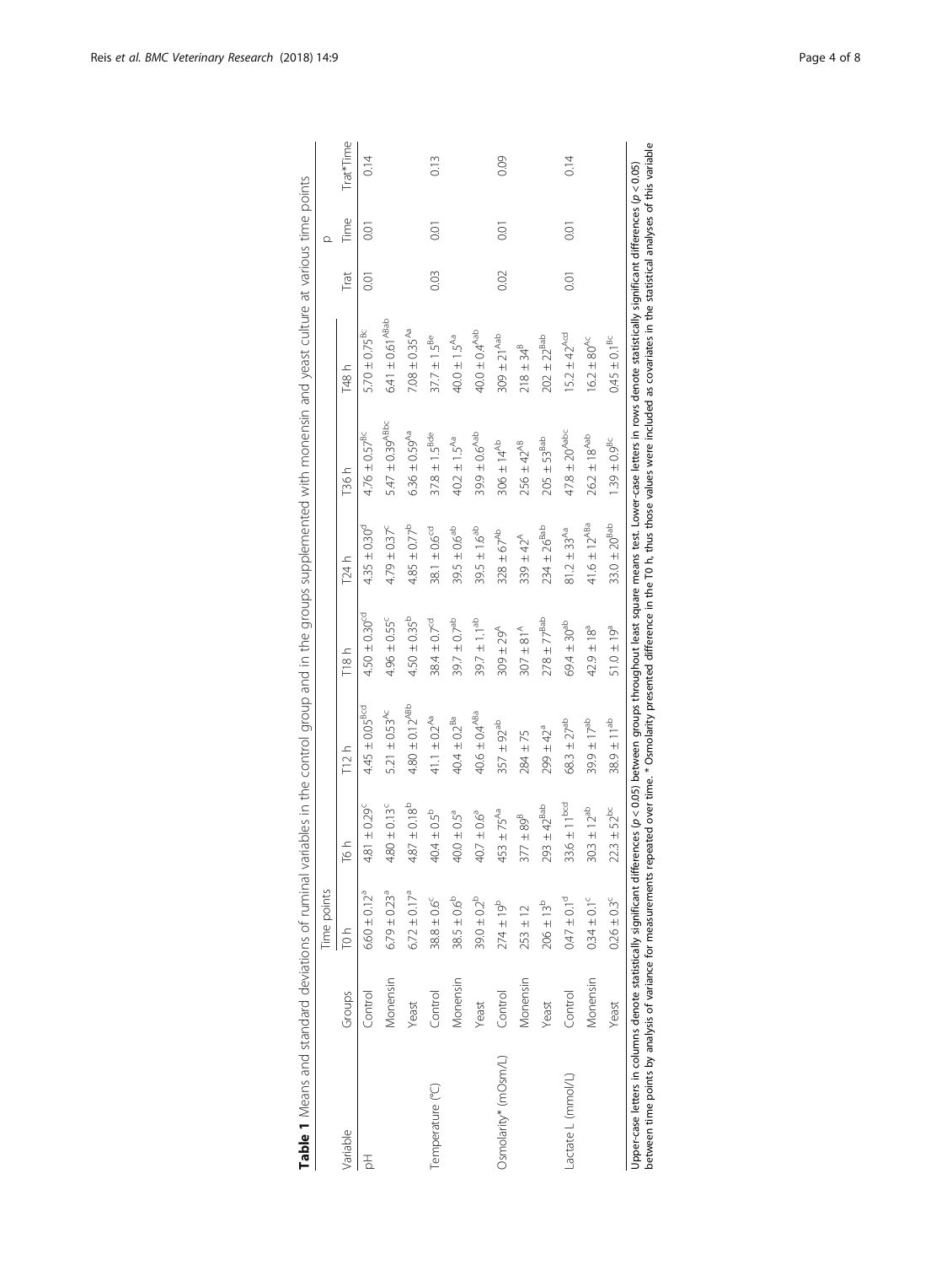**Table 1** Means and standard deviations of ruminal variables in the control group and in the groups supplemented with monensin and yeast culture at various time points

| Variable | Groups | Time points | | | | | | | p | | |
|---|---|---|---|---|---|---|---|---|---|---|---|
| | | T0 h | T6 h | T12 h | T18 h | T24 h | T36 h | T48 h | Trat | Time | Trat*Time |
| pH | Control | 6.60 ± 0.12[a] | 4.81 ± 0.29[c] | 4.45 ± 0.05[Bcd] | 4.50 ± 0.30[cd] | 4.35 ± 0.30[d] | 4.76 ± 0.57[Bc] | 5.70 ± 0.75[Bc] | 0.01 | 0.01 | 0.14 |
| | Monensin | 6.79 ± 0.23[a] | 4.80 ± 0.13[c] | 5.21 ± 0.53[Ac] | 4.96 ± 0.55[c] | 4.79 ± 0.37[c] | 5.47 ± 0.39[ABbc] | 6.41 ± 0.61[ABab] | | | |
| | Yeast | 6.72 ± 0.17[a] | 4.87 ± 0.18[b] | 4.80 ± 0.12[ABb] | 4.50 ± 0.35[b] | 4.85 ± 0.77[b] | 6.36 ± 0.59[Aa] | 7.08 ± 0.35[Aa] | | | |
| Temperature (°C) | Control | 38.8 ± 0.6[c] | 40.4 ± 0.5[b] | 41.1 ± 0.2[Aa] | 38.4 ± 0.7[cd] | 38.1 ± 0.6[cd] | 37.8 ± 1.5[Bde] | 37.7 ± 1.5[Be] | 0.03 | 0.01 | 0.13 |
| | Monensin | 38.5 ± 0.6[b] | 40.0 ± 0.5[a] | 40.4 ± 0.2[Ba] | 39.7 ± 0.7[ab] | 39.5 ± 0.6[ab] | 40.2 ± 1.5[Aa] | 40.0 ± 1.5[Aa] | | | |
| | Yeast | 39.0 ± 0.2[b] | 40.7 ± 0.6[a] | 40.6 ± 0.4[ABa] | 39.7 ± 1.1[ab] | 39.5 ± 1.6[ab] | 39.9 ± 0.6[Aab] | 40.0 ± 0.4[Aab] | | | |
| Osmolarity* (mOsm/L) | Control | 274 ± 19[b] | 453 ± 75[Aa] | 357 ± 92[ab] | 309 ± 29[A] | 328 ± 67[Ab] | 306 ± 14[Ab] | 309 ± 21[Aab] | 0.02 | 0.01 | 0.09 |
| | Monensin | 253 ± 12 | 377 ± 89[B] | 284 ± 75 | 307 ± 81[A] | 339 ± 42[A] | 256 ± 42[AB] | 218 ± 34[B] | | | |
| | Yeast | 206 ± 13[b] | 293 ± 42[Bab] | 299 ± 42[a] | 278 ± 77[Bab] | 234 ± 26[Bab] | 205 ± 53[Bab] | 202 ± 22[Bab] | | | |
| Lactate L (mmol/L) | Control | 0.47 ± 0.1[d] | 33.6 ± 11[bcd] | 68.3 ± 27[ab] | 69.4 ± 30[ab] | 81.2 ± 33[Aa] | 47.8 ± 20[Aabc] | 15.2 ± 42[Acd] | 0.01 | 0.01 | 0.14 |
| | Monensin | 0.34 ± 0.1[c] | 30.3 ± 12[ab] | 39.9 ± 17[ab] | 42.9 ± 18[a] | 41.6 ± 12[ABa] | 26.2 ± 18[Aab] | 16.2 ± 80[Ac] | | | |
| | Yeast | 0.26 ± 0.3[c] | 22.3 ± 52[bc] | 38.9 ± 11[ab] | 51.0 ± 19[a] | 33.0 ± 20[Bab] | 1.39 ± 0.9[Bc] | 0.45 ± 0.1[Bc] | | | |

Upper-case letters in columns denote statistically significant differences ($p < 0.05$) between groups throughout least square means test. Lower-case letters in rows denote statistically significant differences ($p < 0.05$) between time points by analysis of variance for measurements repeated over time. * Osmolarity presented difference in the T0 h, thus those values were included as covariates in the statistical analyses of this variable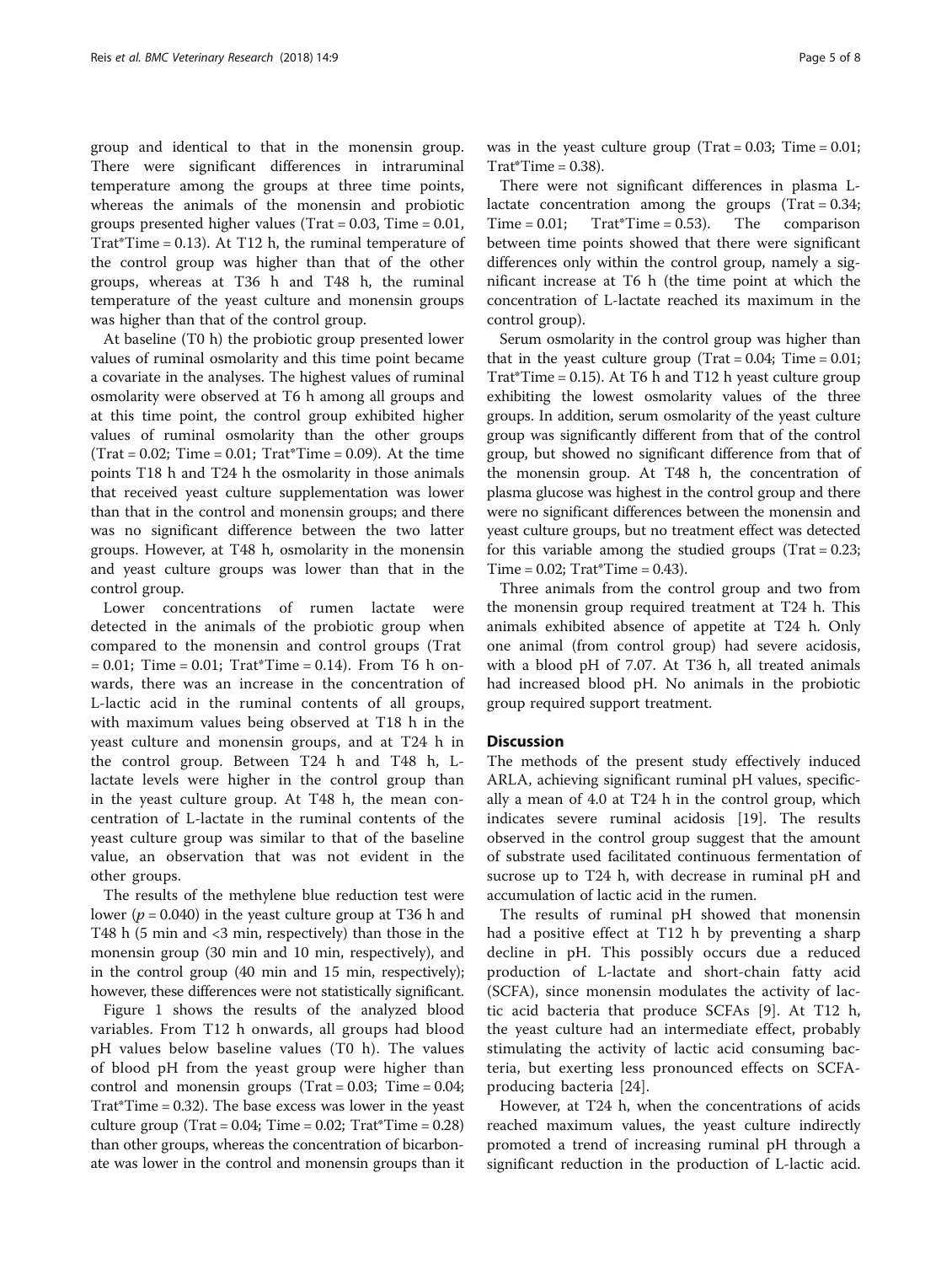group and identical to that in the monensin group. There were significant differences in intraruminal temperature among the groups at three time points, whereas the animals of the monensin and probiotic groups presented higher values (Trat = 0.03, Time = 0.01, Trat*Time = 0.13). At T12 h, the ruminal temperature of the control group was higher than that of the other groups, whereas at T36 h and T48 h, the ruminal temperature of the yeast culture and monensin groups was higher than that of the control group.

At baseline (T0 h) the probiotic group presented lower values of ruminal osmolarity and this time point became a covariate in the analyses. The highest values of ruminal osmolarity were observed at T6 h among all groups and at this time point, the control group exhibited higher values of ruminal osmolarity than the other groups (Trat = 0.02; Time = 0.01; Trat*Time = 0.09). At the time points T18 h and T24 h the osmolarity in those animals that received yeast culture supplementation was lower than that in the control and monensin groups; and there was no significant difference between the two latter groups. However, at T48 h, osmolarity in the monensin and yeast culture groups was lower than that in the control group.

Lower concentrations of rumen lactate were detected in the animals of the probiotic group when compared to the monensin and control groups (Trat = 0.01; Time = 0.01; Trat*Time = 0.14). From T6 h onwards, there was an increase in the concentration of L-lactic acid in the ruminal contents of all groups, with maximum values being observed at T18 h in the yeast culture and monensin groups, and at T24 h in the control group. Between T24 h and T48 h, L-lactate levels were higher in the control group than in the yeast culture group. At T48 h, the mean concentration of L-lactate in the ruminal contents of the yeast culture group was similar to that of the baseline value, an observation that was not evident in the other groups.

The results of the methylene blue reduction test were lower ($p = 0.040$) in the yeast culture group at T36 h and T48 h (5 min and <3 min, respectively) than those in the monensin group (30 min and 10 min, respectively), and in the control group (40 min and 15 min, respectively); however, these differences were not statistically significant.

Figure 1 shows the results of the analyzed blood variables. From T12 h onwards, all groups had blood pH values below baseline values (T0 h). The values of blood pH from the yeast group were higher than control and monensin groups (Trat = 0.03; Time = 0.04; Trat*Time = 0.32). The base excess was lower in the yeast culture group (Trat = 0.04; Time = 0.02; Trat*Time = 0.28) than other groups, whereas the concentration of bicarbonate was lower in the control and monensin groups than it was in the yeast culture group (Trat = 0.03; Time = 0.01; Trat*Time = 0.38).

There were not significant differences in plasma L-lactate concentration among the groups (Trat = 0.34; Time = 0.01; Trat*Time = 0.53). The comparison between time points showed that there were significant differences only within the control group, namely a significant increase at T6 h (the time point at which the concentration of L-lactate reached its maximum in the control group).

Serum osmolarity in the control group was higher than that in the yeast culture group (Trat = 0.04; Time = 0.01; Trat*Time = 0.15). At T6 h and T12 h yeast culture group exhibiting the lowest osmolarity values of the three groups. In addition, serum osmolarity of the yeast culture group was significantly different from that of the control group, but showed no significant difference from that of the monensin group. At T48 h, the concentration of plasma glucose was highest in the control group and there were no significant differences between the monensin and yeast culture groups, but no treatment effect was detected for this variable among the studied groups (Trat = 0.23; Time = 0.02; Trat*Time = 0.43).

Three animals from the control group and two from the monensin group required treatment at T24 h. This animals exhibited absence of appetite at T24 h. Only one animal (from control group) had severe acidosis, with a blood pH of 7.07. At T36 h, all treated animals had increased blood pH. No animals in the probiotic group required support treatment.

## Discussion

The methods of the present study effectively induced ARLA, achieving significant ruminal pH values, specifically a mean of 4.0 at T24 h in the control group, which indicates severe ruminal acidosis [19]. The results observed in the control group suggest that the amount of substrate used facilitated continuous fermentation of sucrose up to T24 h, with decrease in ruminal pH and accumulation of lactic acid in the rumen.

The results of ruminal pH showed that monensin had a positive effect at T12 h by preventing a sharp decline in pH. This possibly occurs due a reduced production of L-lactate and short-chain fatty acid (SCFA), since monensin modulates the activity of lactic acid bacteria that produce SCFAs [9]. At T12 h, the yeast culture had an intermediate effect, probably stimulating the activity of lactic acid consuming bacteria, but exerting less pronounced effects on SCFA-producing bacteria [24].

However, at T24 h, when the concentrations of acids reached maximum values, the yeast culture indirectly promoted a trend of increasing ruminal pH through a significant reduction in the production of L-lactic acid.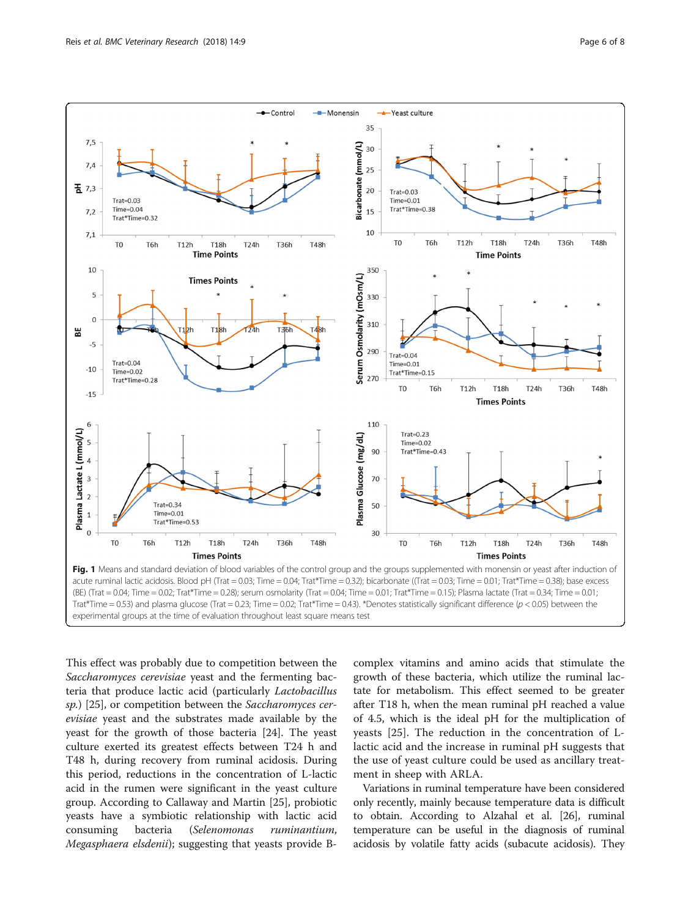**Fig. 1** Means and standard deviation of blood variables of the control group and the groups supplemented with monensin or yeast after induction of acute ruminal lactic acidosis. Blood pH (Trat = 0.03; Time = 0.04; Trat*Time = 0.32); bicarbonate ((Trat = 0.03; Time = 0.01; Trat*Time = 0.38); base excess (BE) (Trat = 0.04; Time = 0.02; Trat*Time = 0.28); serum osmolarity (Trat = 0.04; Time = 0.01; Trat*Time = 0.15); Plasma lactate (Trat = 0.34; Time = 0.01; Trat*Time = 0.53) and plasma glucose (Trat = 0.23; Time = 0.02; Trat*Time = 0.43). *Denotes statistically significant difference ($p < 0.05$) between the experimental groups at the time of evaluation throughout least square means test

This effect was probably due to competition between the *Saccharomyces cerevisiae* yeast and the fermenting bacteria that produce lactic acid (particularly *Lactobacillus sp.*) [25], or competition between the *Saccharomyces cerevisiae* yeast and the substrates made available by the yeast for the growth of those bacteria [24]. The yeast culture exerted its greatest effects between T24 h and T48 h, during recovery from ruminal acidosis. During this period, reductions in the concentration of L-lactic acid in the rumen were significant in the yeast culture group. According to Callaway and Martin [25], probiotic yeasts have a symbiotic relationship with lactic acid consuming bacteria (*Selenomonas ruminantium*, *Megasphaera elsdenii*); suggesting that yeasts provide B-complex vitamins and amino acids that stimulate the growth of these bacteria, which utilize the ruminal lactate for metabolism. This effect seemed to be greater after T18 h, when the mean ruminal pH reached a value of 4.5, which is the ideal pH for the multiplication of yeasts [25]. The reduction in the concentration of L-lactic acid and the increase in ruminal pH suggests that the use of yeast culture could be used as ancillary treatment in sheep with ARLA.

Variations in ruminal temperature have been considered only recently, mainly because temperature data is difficult to obtain. According to Alzahal et al. [26], ruminal temperature can be useful in the diagnosis of ruminal acidosis by volatile fatty acids (subacute acidosis). They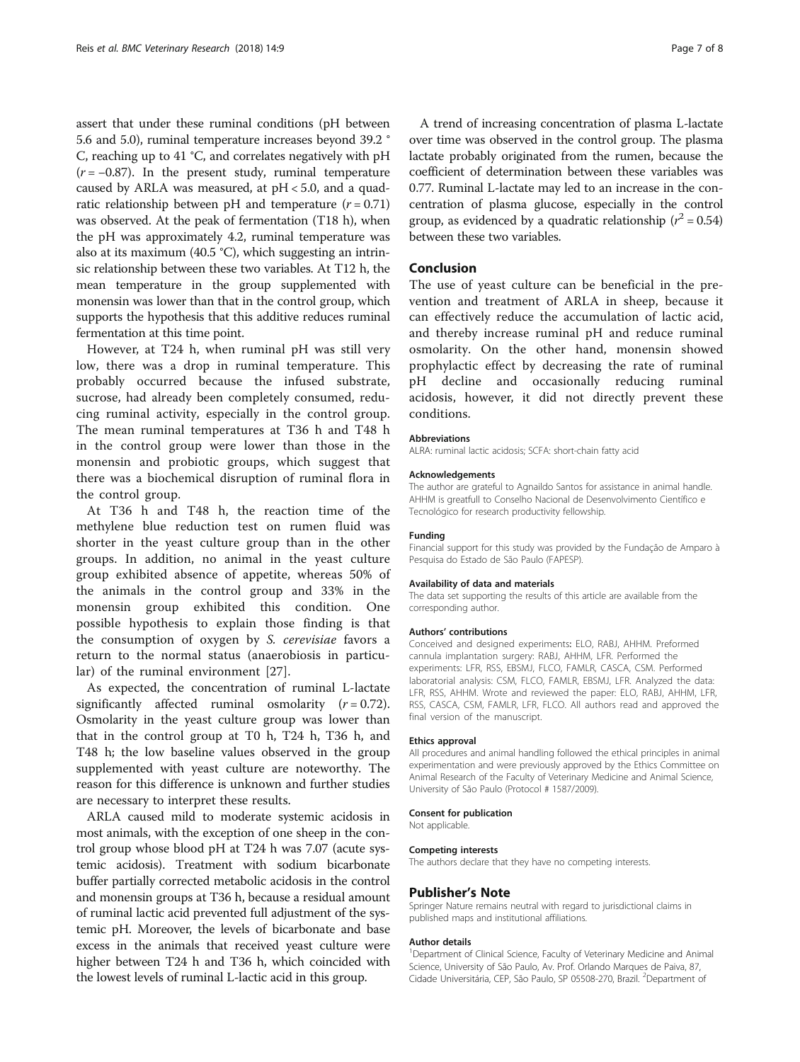assert that under these ruminal conditions (pH between 5.6 and 5.0), ruminal temperature increases beyond 39.2 ° C, reaching up to 41 °C, and correlates negatively with pH ($r = -0.87$). In the present study, ruminal temperature caused by ARLA was measured, at pH < 5.0, and a quadratic relationship between pH and temperature ($r = 0.71$) was observed. At the peak of fermentation (T18 h), when the pH was approximately 4.2, ruminal temperature was also at its maximum (40.5 °C), which suggesting an intrinsic relationship between these two variables. At T12 h, the mean temperature in the group supplemented with monensin was lower than that in the control group, which supports the hypothesis that this additive reduces ruminal fermentation at this time point.

However, at T24 h, when ruminal pH was still very low, there was a drop in ruminal temperature. This probably occurred because the infused substrate, sucrose, had already been completely consumed, reducing ruminal activity, especially in the control group. The mean ruminal temperatures at T36 h and T48 h in the control group were lower than those in the monensin and probiotic groups, which suggest that there was a biochemical disruption of ruminal flora in the control group.

At T36 h and T48 h, the reaction time of the methylene blue reduction test on rumen fluid was shorter in the yeast culture group than in the other groups. In addition, no animal in the yeast culture group exhibited absence of appetite, whereas 50% of the animals in the control group and 33% in the monensin group exhibited this condition. One possible hypothesis to explain those finding is that the consumption of oxygen by *S. cerevisiae* favors a return to the normal status (anaerobiosis in particular) of the ruminal environment [27].

As expected, the concentration of ruminal L-lactate significantly affected ruminal osmolarity ($r = 0.72$). Osmolarity in the yeast culture group was lower than that in the control group at T0 h, T24 h, T36 h, and T48 h; the low baseline values observed in the group supplemented with yeast culture are noteworthy. The reason for this difference is unknown and further studies are necessary to interpret these results.

ARLA caused mild to moderate systemic acidosis in most animals, with the exception of one sheep in the control group whose blood pH at T24 h was 7.07 (acute systemic acidosis). Treatment with sodium bicarbonate buffer partially corrected metabolic acidosis in the control and monensin groups at T36 h, because a residual amount of ruminal lactic acid prevented full adjustment of the systemic pH. Moreover, the levels of bicarbonate and base excess in the animals that received yeast culture were higher between T24 h and T36 h, which coincided with the lowest levels of ruminal L-lactic acid in this group.

A trend of increasing concentration of plasma L-lactate over time was observed in the control group. The plasma lactate probably originated from the rumen, because the coefficient of determination between these variables was 0.77. Ruminal L-lactate may led to an increase in the concentration of plasma glucose, especially in the control group, as evidenced by a quadratic relationship ($r^2 = 0.54$) between these two variables.

## Conclusion

The use of yeast culture can be beneficial in the prevention and treatment of ARLA in sheep, because it can effectively reduce the accumulation of lactic acid, and thereby increase ruminal pH and reduce ruminal osmolarity. On the other hand, monensin showed prophylactic effect by decreasing the rate of ruminal pH decline and occasionally reducing ruminal acidosis, however, it did not directly prevent these conditions.

#### Abbreviations

ALRA: ruminal lactic acidosis; SCFA: short-chain fatty acid

#### Acknowledgements

The author are grateful to Agnaildo Santos for assistance in animal handle. AHHM is greatfull to Conselho Nacional de Desenvolvimento Científico e Tecnológico for research productivity fellowship.

#### Funding

Financial support for this study was provided by the Fundação de Amparo à Pesquisa do Estado de São Paulo (FAPESP).

#### Availability of data and materials

The data set supporting the results of this article are available from the corresponding author.

#### Authors' contributions

Conceived and designed experiments: ELO, RABJ, AHHM. Preformed cannula implantation surgery: RABJ, AHHM, LFR. Performed the experiments: LFR, RSS, EBSMJ, FLCO, FAMLR, CASCA, CSM. Performed laboratorial analysis: CSM, FLCO, FAMLR, EBSMJ, LFR. Analyzed the data: LFR, RSS, AHHM. Wrote and reviewed the paper: ELO, RABJ, AHHM, LFR, RSS, CASCA, CSM, FAMLR, LFR, FLCO. All authors read and approved the final version of the manuscript.

#### Ethics approval

All procedures and animal handling followed the ethical principles in animal experimentation and were previously approved by the Ethics Committee on Animal Research of the Faculty of Veterinary Medicine and Animal Science, University of São Paulo (Protocol # 1587/2009).

#### Consent for publication

Not applicable.

#### Competing interests

The authors declare that they have no competing interests.

## Publisher's Note

Springer Nature remains neutral with regard to jurisdictional claims in published maps and institutional affiliations.

#### Author details

[1]Department of Clinical Science, Faculty of Veterinary Medicine and Animal Science, University of São Paulo, Av. Prof. Orlando Marques de Paiva, 87, Cidade Universitária, CEP, São Paulo, SP 05508-270, Brazil. [2]Department of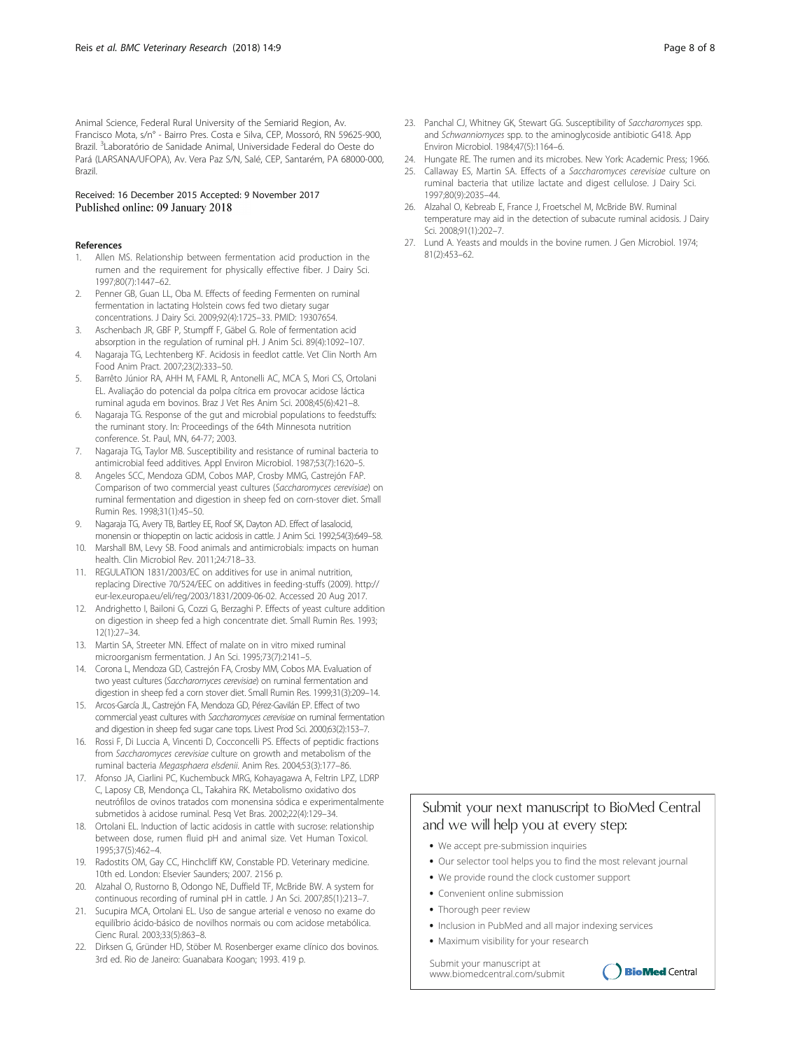Animal Science, Federal Rural University of the Semiarid Region, Av. Francisco Mota, s/n° - Bairro Pres. Costa e Silva, CEP, Mossoró, RN 59625-900, Brazil. [3]Laboratório de Sanidade Animal, Universidade Federal do Oeste do Pará (LARSANA/UFOPA), Av. Vera Paz S/N, Salé, CEP, Santarém, PA 68000-000, Brazil.

Received: 16 December 2015 Accepted: 9 November 2017
Published online: 09 January 2018

#### References

1. Allen MS. Relationship between fermentation acid production in the rumen and the requirement for physically effective fiber. J Dairy Sci. 1997;80(7):1447–62.
2. Penner GB, Guan LL, Oba M. Effects of feeding Fermenten on ruminal fermentation in lactating Holstein cows fed two dietary sugar concentrations. J Dairy Sci. 2009;92(4):1725–33. PMID: 19307654.
3. Aschenbach JR, GBF P, Stumpff F, Gäbel G. Role of fermentation acid absorption in the regulation of ruminal pH. J Anim Sci. 89(4):1092–107.
4. Nagaraja TG, Lechtenberg KF. Acidosis in feedlot cattle. Vet Clin North Am Food Anim Pract. 2007;23(2):333–50.
5. Barrêto Júnior RA, AHH M, FAML R, Antonelli AC, MCA S, Mori CS, Ortolani EL. Avaliação do potencial da polpa cítrica em provocar acidose láctica ruminal aguda em bovinos. Braz J Vet Res Anim Sci. 2008;45(6):421–8.
6. Nagaraja TG. Response of the gut and microbial populations to feedstuffs: the ruminant story. In: Proceedings of the 64th Minnesota nutrition conference. St. Paul, MN, 64-77; 2003.
7. Nagaraja TG, Taylor MB. Susceptibility and resistance of ruminal bacteria to antimicrobial feed additives. Appl Environ Microbiol. 1987;53(7):1620–5.
8. Angeles SCC, Mendoza GDM, Cobos MAP, Crosby MMG, Castrejón FAP. Comparison of two commercial yeast cultures (*Saccharomyces cerevisiae*) on ruminal fermentation and digestion in sheep fed on corn-stover diet. Small Rumin Res. 1998;31(1):45–50.
9. Nagaraja TG, Avery TB, Bartley EE, Roof SK, Dayton AD. Effect of lasalocid, monensin or thiopeptin on lactic acidosis in cattle. J Anim Sci. 1992;54(3):649–58.
10. Marshall BM, Levy SB. Food animals and antimicrobials: impacts on human health. Clin Microbiol Rev. 2011;24:718–33.
11. REGULATION 1831/2003/EC on additives for use in animal nutrition, replacing Directive 70/524/EEC on additives in feeding-stuffs (2009). http://eur-lex.europa.eu/eli/reg/2003/1831/2009-06-02. Accessed 20 Aug 2017.
12. Andrighetto I, Bailoni G, Cozzi G, Berzaghi P. Effects of yeast culture addition on digestion in sheep fed a high concentrate diet. Small Rumin Res. 1993; 12(1):27–34.
13. Martin SA, Streeter MN. Effect of malate on in vitro mixed ruminal microorganism fermentation. J An Sci. 1995;73(7):2141–5.
14. Corona L, Mendoza GD, Castrejón FA, Crosby MM, Cobos MA. Evaluation of two yeast cultures (*Saccharomyces cerevisiae*) on ruminal fermentation and digestion in sheep fed a corn stover diet. Small Rumin Res. 1999;31(3):209–14.
15. Arcos-García JL, Castrejón FA, Mendoza GD, Pérez-Gavilán EP. Effect of two commercial yeast cultures with *Saccharomyces cerevisiae* on ruminal fermentation and digestion in sheep fed sugar cane tops. Livest Prod Sci. 2000;63(2):153–7.
16. Rossi F, Di Luccia A, Vincenti D, Cocconcelli PS. Effects of peptidic fractions from *Saccharomyces cerevisiae* culture on growth and metabolism of the ruminal bacteria *Megasphaera elsdenii*. Anim Res. 2004;53(3):177–86.
17. Afonso JA, Ciarlini PC, Kuchembuck MRG, Kohayagawa A, Feltrin LPZ, LDRP C, Laposy CB, Mendonça CL, Takahira RK. Metabolismo oxidativo dos neutrófilos de ovinos tratados com monensina sódica e experimentalmente submetidos à acidose ruminal. Pesq Vet Bras. 2002;22(4):129–34.
18. Ortolani EL. Induction of lactic acidosis in cattle with sucrose: relationship between dose, rumen fluid pH and animal size. Vet Human Toxicol. 1995;37(5):462–4.
19. Radostits OM, Gay CC, Hinchcliff KW, Constable PD. Veterinary medicine. 10th ed. London: Elsevier Saunders; 2007. 2156 p.
20. Alzahal O, Rustorno B, Odongo NE, Duffield TF, McBride BW. A system for continuous recording of ruminal pH in cattle. J An Sci. 2007;85(1):213–7.
21. Sucupira MCA, Ortolani EL. Uso de sangue arterial e venoso no exame do equilíbrio ácido-básico de novilhos normais ou com acidose metabólica. Cienc Rural. 2003;33(5):863–8.
22. Dirksen G, Gründer HD, Stöber M. Rosenberger exame clínico dos bovinos. 3rd ed. Rio de Janeiro: Guanabara Koogan; 1993. 419 p.
23. Panchal CJ, Whitney GK, Stewart GG. Susceptibility of *Saccharomyces* spp. and *Schwanniomyces* spp. to the aminoglycoside antibiotic G418. App Environ Microbiol. 1984;47(5):1164–6.
24. Hungate RE. The rumen and its microbes. New York: Academic Press; 1966.
25. Callaway ES, Martin SA. Effects of a *Saccharomyces cerevisiae* culture on ruminal bacteria that utilize lactate and digest cellulose. J Dairy Sci. 1997;80(9):2035–44.
26. Alzahal O, Kebreab E, France J, Froetschel M, McBride BW. Ruminal temperature may aid in the detection of subacute ruminal acidosis. J Dairy Sci. 2008;91(1):202–7.
27. Lund A. Yeasts and moulds in the bovine rumen. J Gen Microbiol. 1974; 81(2):453–62.

Submit your next manuscript to BioMed Central and we will help you at every step:

- We accept pre-submission inquiries
- Our selector tool helps you to find the most relevant journal
- We provide round the clock customer support
- Convenient online submission
- Thorough peer review
- Inclusion in PubMed and all major indexing services
- Maximum visibility for your research

Submit your manuscript at www.biomedcentral.com/submit